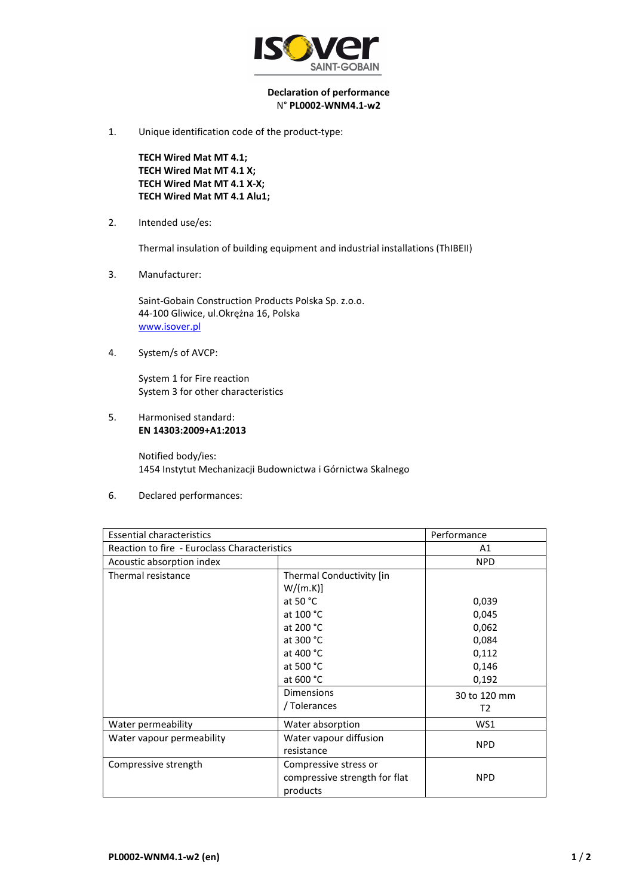**Declaration of performance**
N° **PL0002-WNM4.1-w2**

1. Unique identification code of the product-type:

   **TECH Wired Mat MT 4.1;**
   **TECH Wired Mat MT 4.1 X;**
   **TECH Wired Mat MT 4.1 X-X;**
   **TECH Wired Mat MT 4.1 Alu1;**

2. Intended use/es:

   Thermal insulation of building equipment and industrial installations (ThIBEII)

3. Manufacturer:

   Saint-Gobain Construction Products Polska Sp. z.o.o.
   44-100 Gliwice, ul.Okrężna 16, Polska
   www.isover.pl

4. System/s of AVCP:

   System 1 for Fire reaction
   System 3 for other characteristics

5. Harmonised standard:
   **EN 14303:2009+A1:2013**

   Notified body/ies:
   1454 Instytut Mechanizacji Budownictwa i Górnictwa Skalnego

6. Declared performances:

| Essential characteristics | | Performance |
|---|---|---|
| Reaction to fire - Euroclass Characteristics | | A1 |
| Acoustic absorption index | | NPD |
| Thermal resistance | Thermal Conductivity [in W/(m.K)] | |
| | at 50 °C | 0,039 |
| | at 100 °C | 0,045 |
| | at 200 °C | 0,062 |
| | at 300 °C | 0,084 |
| | at 400 °C | 0,112 |
| | at 500 °C | 0,146 |
| | at 600 °C | 0,192 |
| | Dimensions / Tolerances | 30 to 120 mm T2 |
| Water permeability | Water absorption | WS1 |
| Water vapour permeability | Water vapour diffusion resistance | NPD |
| Compressive strength | Compressive stress or compressive strength for flat products | NPD |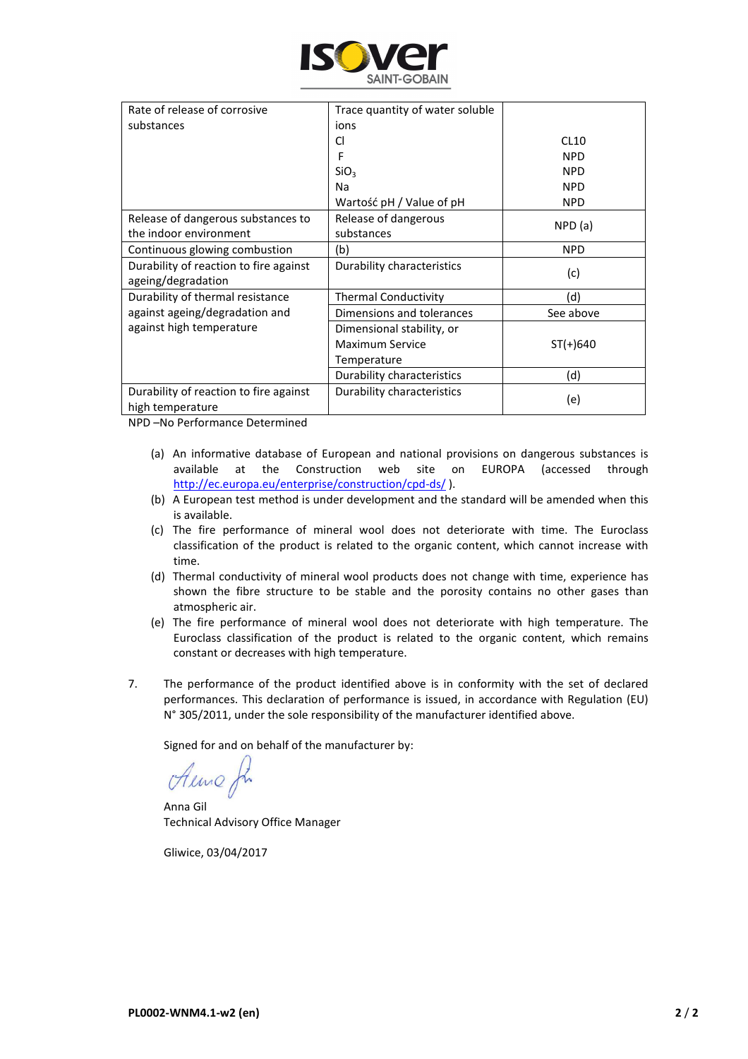| | | |
|---|---|---|
| Rate of release of corrosive substances | Trace quantity of water soluble ions<br>Cl<br>F<br>$SiO_3$<br>Na<br>Wartość pH / Value of pH | <br><br>CL10<br>NPD<br>NPD<br>NPD<br>NPD |
| Release of dangerous substances to the indoor environment | Release of dangerous substances | NPD (a) |
| Continuous glowing combustion | (b) | NPD |
| Durability of reaction to fire against ageing/degradation | Durability characteristics | (c) |
| Durability of thermal resistance against ageing/degradation and against high temperature | Thermal Conductivity | (d) |
| | Dimensions and tolerances | See above |
| | Dimensional stability, or Maximum Service Temperature | ST(+)640 |
| | Durability characteristics | (d) |
| Durability of reaction to fire against high temperature | Durability characteristics | (e) |

NPD –No Performance Determined

(a) An informative database of European and national provisions on dangerous substances is available at the Construction web site on EUROPA (accessed through http://ec.europa.eu/enterprise/construction/cpd-ds/ ).

(b) A European test method is under development and the standard will be amended when this is available.

(c) The fire performance of mineral wool does not deteriorate with time. The Euroclass classification of the product is related to the organic content, which cannot increase with time.

(d) Thermal conductivity of mineral wool products does not change with time, experience has shown the fibre structure to be stable and the porosity contains no other gases than atmospheric air.

(e) The fire performance of mineral wool does not deteriorate with high temperature. The Euroclass classification of the product is related to the organic content, which remains constant or decreases with high temperature.

7. The performance of the product identified above is in conformity with the set of declared performances. This declaration of performance is issued, in accordance with Regulation (EU) N° 305/2011, under the sole responsibility of the manufacturer identified above.

Signed for and on behalf of the manufacturer by:

Anna Gil
Technical Advisory Office Manager

Gliwice, 03/04/2017

PL0002-WNM4.1-w2 (en)